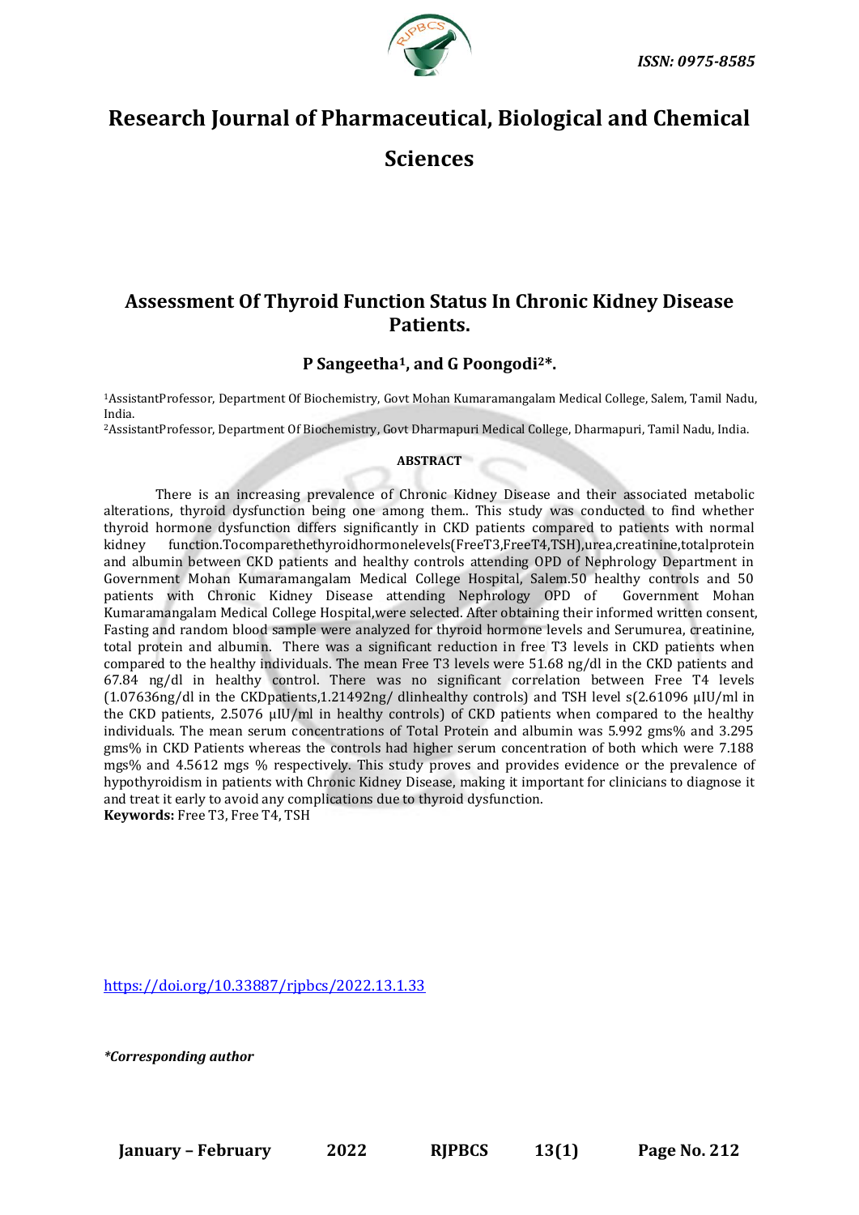ISSN: 0975-8585

# Research Journal of Pharmaceutical, Biological and Chemical Sciences

## Assessment Of Thyroid Function Status In Chronic Kidney Disease Patients.

**P Sangeetha[1], and G Poongodi[2]*.**

[1]AssistantProfessor, Department Of Biochemistry, Govt Mohan Kumaramangalam Medical College, Salem, Tamil Nadu, India.

[2]AssistantProfessor, Department Of Biochemistry, Govt Dharmapuri Medical College, Dharmapuri, Tamil Nadu, India.

**ABSTRACT**

There is an increasing prevalence of Chronic Kidney Disease and their associated metabolic alterations, thyroid dysfunction being one among them.. This study was conducted to find whether thyroid hormone dysfunction differs significantly in CKD patients compared to patients with normal kidney function.Tocomparethethyroidhormonelevels(FreeT3,FreeT4,TSH),urea,creatinine,totalprotein and albumin between CKD patients and healthy controls attending OPD of Nephrology Department in Government Mohan Kumaramangalam Medical College Hospital, Salem.50 healthy controls and 50 patients with Chronic Kidney Disease attending Nephrology OPD of Government Mohan Kumaramangalam Medical College Hospital,were selected. After obtaining their informed written consent, Fasting and random blood sample were analyzed for thyroid hormone levels and Serumurea, creatinine, total protein and albumin. There was a significant reduction in free T3 levels in CKD patients when compared to the healthy individuals. The mean Free T3 levels were 51.68 ng/dl in the CKD patients and 67.84 ng/dl in healthy control. There was no significant correlation between Free T4 levels (1.07636ng/dl in the CKDpatients,1.21492ng/ dlinhealthy controls) and TSH level s(2.61096 µIU/ml in the CKD patients, 2.5076 µIU/ml in healthy controls) of CKD patients when compared to the healthy individuals. The mean serum concentrations of Total Protein and albumin was 5.992 gms% and 3.295 gms% in CKD Patients whereas the controls had higher serum concentration of both which were 7.188 mgs% and 4.5612 mgs % respectively. This study proves and provides evidence or the prevalence of hypothyroidism in patients with Chronic Kidney Disease, making it important for clinicians to diagnose it and treat it early to avoid any complications due to thyroid dysfunction.

**Keywords:** Free T3, Free T4, TSH

https://doi.org/10.33887/rjpbcs/2022.13.1.33

*\*Corresponding author*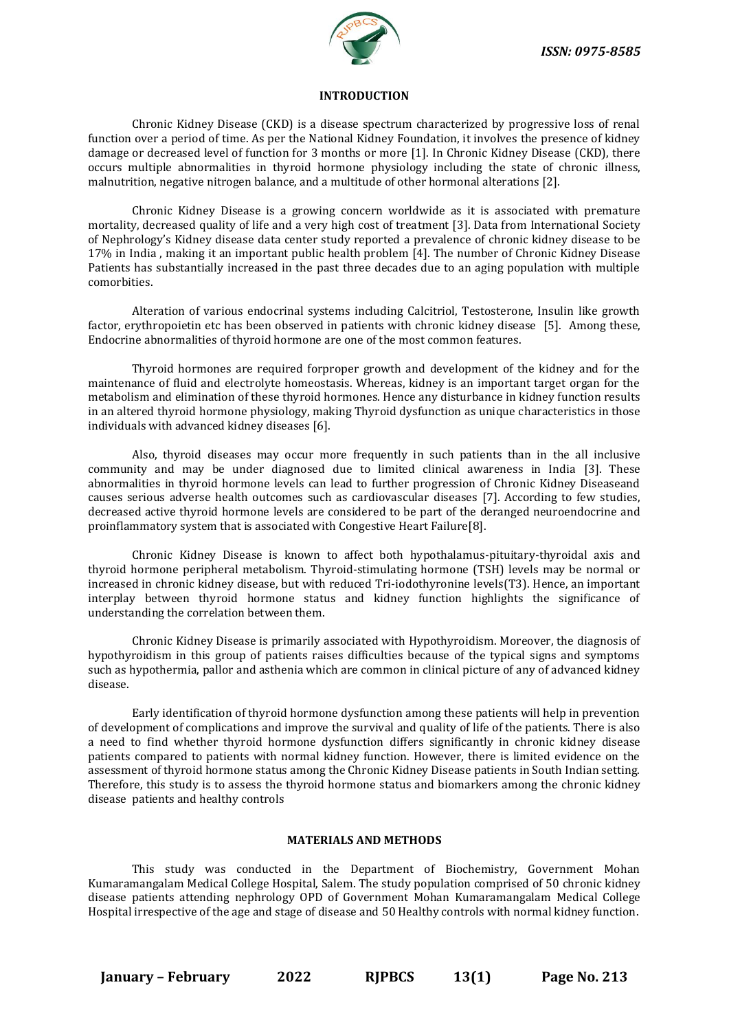## INTRODUCTION

Chronic Kidney Disease (CKD) is a disease spectrum characterized by progressive loss of renal function over a period of time. As per the National Kidney Foundation, it involves the presence of kidney damage or decreased level of function for 3 months or more [1]. In Chronic Kidney Disease (CKD), there occurs multiple abnormalities in thyroid hormone physiology including the state of chronic illness, malnutrition, negative nitrogen balance, and a multitude of other hormonal alterations [2].

Chronic Kidney Disease is a growing concern worldwide as it is associated with premature mortality, decreased quality of life and a very high cost of treatment [3]. Data from International Society of Nephrology's Kidney disease data center study reported a prevalence of chronic kidney disease to be 17% in India , making it an important public health problem [4]. The number of Chronic Kidney Disease Patients has substantially increased in the past three decades due to an aging population with multiple comorbities.

Alteration of various endocrinal systems including Calcitriol, Testosterone, Insulin like growth factor, erythropoietin etc has been observed in patients with chronic kidney disease [5]. Among these, Endocrine abnormalities of thyroid hormone are one of the most common features.

Thyroid hormones are required forproper growth and development of the kidney and for the maintenance of fluid and electrolyte homeostasis. Whereas, kidney is an important target organ for the metabolism and elimination of these thyroid hormones. Hence any disturbance in kidney function results in an altered thyroid hormone physiology, making Thyroid dysfunction as unique characteristics in those individuals with advanced kidney diseases [6].

Also, thyroid diseases may occur more frequently in such patients than in the all inclusive community and may be under diagnosed due to limited clinical awareness in India [3]. These abnormalities in thyroid hormone levels can lead to further progression of Chronic Kidney Diseaseand causes serious adverse health outcomes such as cardiovascular diseases [7]. According to few studies, decreased active thyroid hormone levels are considered to be part of the deranged neuroendocrine and proinflammatory system that is associated with Congestive Heart Failure[8].

Chronic Kidney Disease is known to affect both hypothalamus-pituitary-thyroidal axis and thyroid hormone peripheral metabolism. Thyroid-stimulating hormone (TSH) levels may be normal or increased in chronic kidney disease, but with reduced Tri-iodothyronine levels(T3). Hence, an important interplay between thyroid hormone status and kidney function highlights the significance of understanding the correlation between them.

Chronic Kidney Disease is primarily associated with Hypothyroidism. Moreover, the diagnosis of hypothyroidism in this group of patients raises difficulties because of the typical signs and symptoms such as hypothermia, pallor and asthenia which are common in clinical picture of any of advanced kidney disease.

Early identification of thyroid hormone dysfunction among these patients will help in prevention of development of complications and improve the survival and quality of life of the patients. There is also a need to find whether thyroid hormone dysfunction differs significantly in chronic kidney disease patients compared to patients with normal kidney function. However, there is limited evidence on the assessment of thyroid hormone status among the Chronic Kidney Disease patients in South Indian setting. Therefore, this study is to assess the thyroid hormone status and biomarkers among the chronic kidney disease patients and healthy controls

## MATERIALS AND METHODS

This study was conducted in the Department of Biochemistry, Government Mohan Kumaramangalam Medical College Hospital, Salem. The study population comprised of 50 chronic kidney disease patients attending nephrology OPD of Government Mohan Kumaramangalam Medical College Hospital irrespective of the age and stage of disease and 50 Healthy controls with normal kidney function.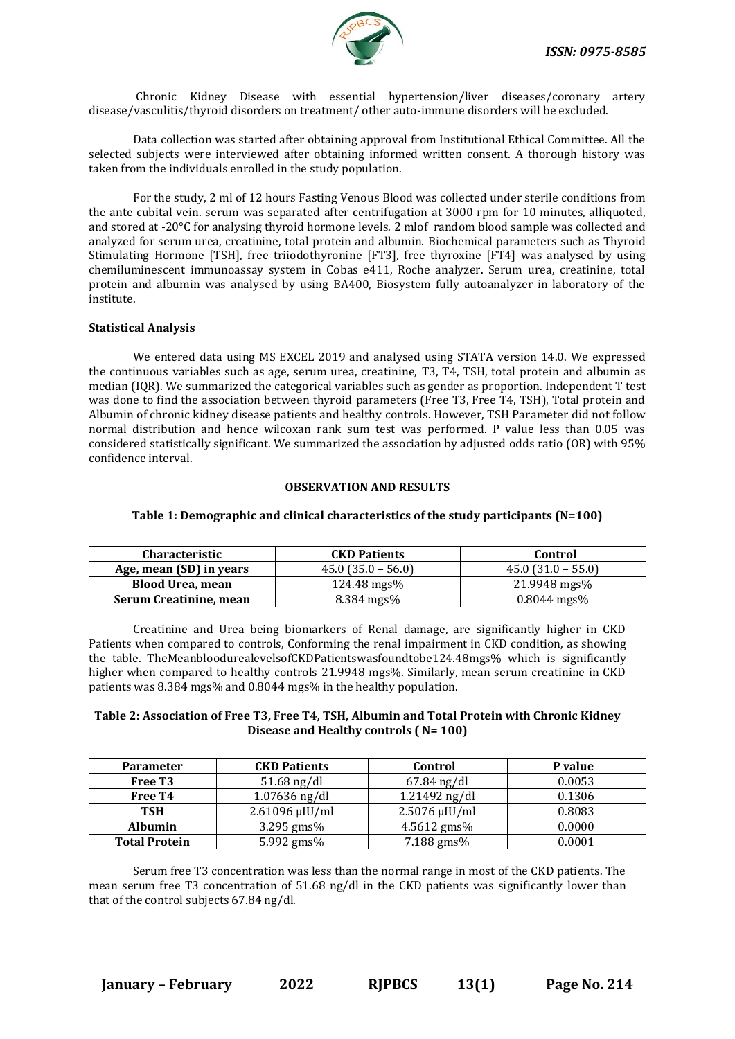Chronic Kidney Disease with essential hypertension/liver diseases/coronary artery disease/vasculitis/thyroid disorders on treatment/ other auto-immune disorders will be excluded.

Data collection was started after obtaining approval from Institutional Ethical Committee. All the selected subjects were interviewed after obtaining informed written consent. A thorough history was taken from the individuals enrolled in the study population.

For the study, 2 ml of 12 hours Fasting Venous Blood was collected under sterile conditions from the ante cubital vein. serum was separated after centrifugation at 3000 rpm for 10 minutes, alliquoted, and stored at -20°C for analysing thyroid hormone levels. 2 mlof random blood sample was collected and analyzed for serum urea, creatinine, total protein and albumin. Biochemical parameters such as Thyroid Stimulating Hormone [TSH], free triiodothyronine [FT3], free thyroxine [FT4] was analysed by using chemiluminescent immunoassay system in Cobas e411, Roche analyzer. Serum urea, creatinine, total protein and albumin was analysed by using BA400, Biosystem fully autoanalyzer in laboratory of the institute.

### Statistical Analysis

We entered data using MS EXCEL 2019 and analysed using STATA version 14.0. We expressed the continuous variables such as age, serum urea, creatinine, T3, T4, TSH, total protein and albumin as median (IQR). We summarized the categorical variables such as gender as proportion. Independent T test was done to find the association between thyroid parameters (Free T3, Free T4, TSH), Total protein and Albumin of chronic kidney disease patients and healthy controls. However, TSH Parameter did not follow normal distribution and hence wilcoxan rank sum test was performed. P value less than 0.05 was considered statistically significant. We summarized the association by adjusted odds ratio (OR) with 95% confidence interval.

## OBSERVATION AND RESULTS

**Table 1: Demographic and clinical characteristics of the study participants (N=100)**

| Characteristic | CKD Patients | Control |
|---|---|---|
| **Age, mean (SD) in years** | 45.0 (35.0 – 56.0) | 45.0 (31.0 – 55.0) |
| **Blood Urea, mean** | 124.48 mgs% | 21.9948 mgs% |
| **Serum Creatinine, mean** | 8.384 mgs% | 0.8044 mgs% |

Creatinine and Urea being biomarkers of Renal damage, are significantly higher in CKD Patients when compared to controls, Conforming the renal impairment in CKD condition, as showing the table. TheMeanbloodurealevelsofCKDPatientswasfoundtobe124.48mgs% which is significantly higher when compared to healthy controls 21.9948 mgs%. Similarly, mean serum creatinine in CKD patients was 8.384 mgs% and 0.8044 mgs% in the healthy population.

**Table 2: Association of Free T3, Free T4, TSH, Albumin and Total Protein with Chronic Kidney Disease and Healthy controls ( N= 100)**

| Parameter | CKD Patients | Control | P value |
|---|---|---|---|
| **Free T3** | 51.68 ng/dl | 67.84 ng/dl | 0.0053 |
| **Free T4** | 1.07636 ng/dl | 1.21492 ng/dl | 0.1306 |
| **TSH** | 2.61096 μIU/ml | 2.5076 μIU/ml | 0.8083 |
| **Albumin** | 3.295 gms% | 4.5612 gms% | 0.0000 |
| **Total Protein** | 5.992 gms% | 7.188 gms% | 0.0001 |

Serum free T3 concentration was less than the normal range in most of the CKD patients. The mean serum free T3 concentration of 51.68 ng/dl in the CKD patients was significantly lower than that of the control subjects 67.84 ng/dl.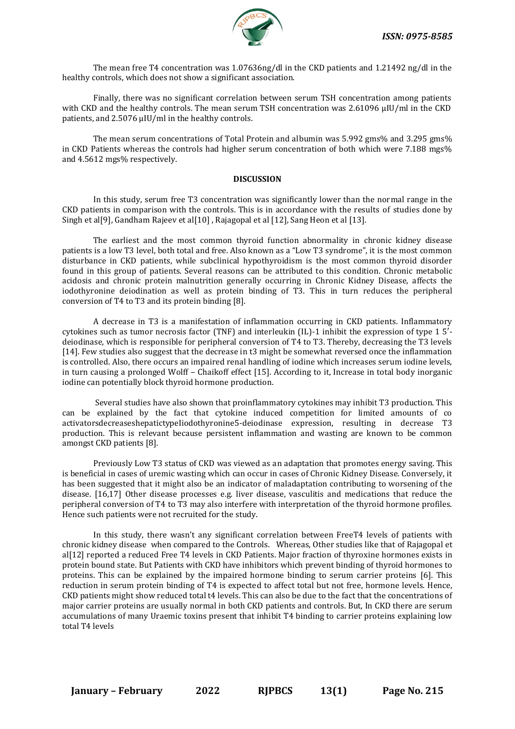The mean free T4 concentration was 1.07636ng/dl in the CKD patients and 1.21492 ng/dl in the healthy controls, which does not show a significant association.

Finally, there was no significant correlation between serum TSH concentration among patients with CKD and the healthy controls. The mean serum TSH concentration was 2.61096 µIU/ml in the CKD patients, and 2.5076 µIU/ml in the healthy controls.

The mean serum concentrations of Total Protein and albumin was 5.992 gms% and 3.295 gms% in CKD Patients whereas the controls had higher serum concentration of both which were 7.188 mgs% and 4.5612 mgs% respectively.

## DISCUSSION

In this study, serum free T3 concentration was significantly lower than the normal range in the CKD patients in comparison with the controls. This is in accordance with the results of studies done by Singh et al[9], Gandham Rajeev et al[10] , Rajagopal et al [12], Sang Heon et al [13].

The earliest and the most common thyroid function abnormality in chronic kidney disease patients is a low T3 level, both total and free. Also known as a "Low T3 syndrome", it is the most common disturbance in CKD patients, while subclinical hypothyroidism is the most common thyroid disorder found in this group of patients. Several reasons can be attributed to this condition. Chronic metabolic acidosis and chronic protein malnutrition generally occurring in Chronic Kidney Disease, affects the iodothyronine deiodination as well as protein binding of T3. This in turn reduces the peripheral conversion of T4 to T3 and its protein binding [8].

A decrease in T3 is a manifestation of inflammation occurring in CKD patients. Inflammatory cytokines such as tumor necrosis factor (TNF) and interleukin (IL)-1 inhibit the expression of type 1 5′-deiodinase, which is responsible for peripheral conversion of T4 to T3. Thereby, decreasing the T3 levels [14]. Few studies also suggest that the decrease in t3 might be somewhat reversed once the inflammation is controlled. Also, there occurs an impaired renal handling of iodine which increases serum iodine levels, in turn causing a prolonged Wolff – Chaikoff effect [15]. According to it, Increase in total body inorganic iodine can potentially block thyroid hormone production.

Several studies have also shown that proinflammatory cytokines may inhibit T3 production. This can be explained by the fact that cytokine induced competition for limited amounts of co activatorsdecreaseshepatictypeIiodothyronine5-deiodinase expression, resulting in decrease T3 production. This is relevant because persistent inflammation and wasting are known to be common amongst CKD patients [8].

Previously Low T3 status of CKD was viewed as an adaptation that promotes energy saving. This is beneficial in cases of uremic wasting which can occur in cases of Chronic Kidney Disease. Conversely, it has been suggested that it might also be an indicator of maladaptation contributing to worsening of the disease. [16,17] Other disease processes e.g. liver disease, vasculitis and medications that reduce the peripheral conversion of T4 to T3 may also interfere with interpretation of the thyroid hormone profiles. Hence such patients were not recruited for the study.

In this study, there wasn't any significant correlation between FreeT4 levels of patients with chronic kidney disease when compared to the Controls. Whereas, Other studies like that of Rajagopal et al[12] reported a reduced Free T4 levels in CKD Patients. Major fraction of thyroxine hormones exists in protein bound state. But Patients with CKD have inhibitors which prevent binding of thyroid hormones to proteins. This can be explained by the impaired hormone binding to serum carrier proteins [6]. This reduction in serum protein binding of T4 is expected to affect total but not free, hormone levels. Hence, CKD patients might show reduced total t4 levels. This can also be due to the fact that the concentrations of major carrier proteins are usually normal in both CKD patients and controls. But, In CKD there are serum accumulations of many Uraemic toxins present that inhibit T4 binding to carrier proteins explaining low total T4 levels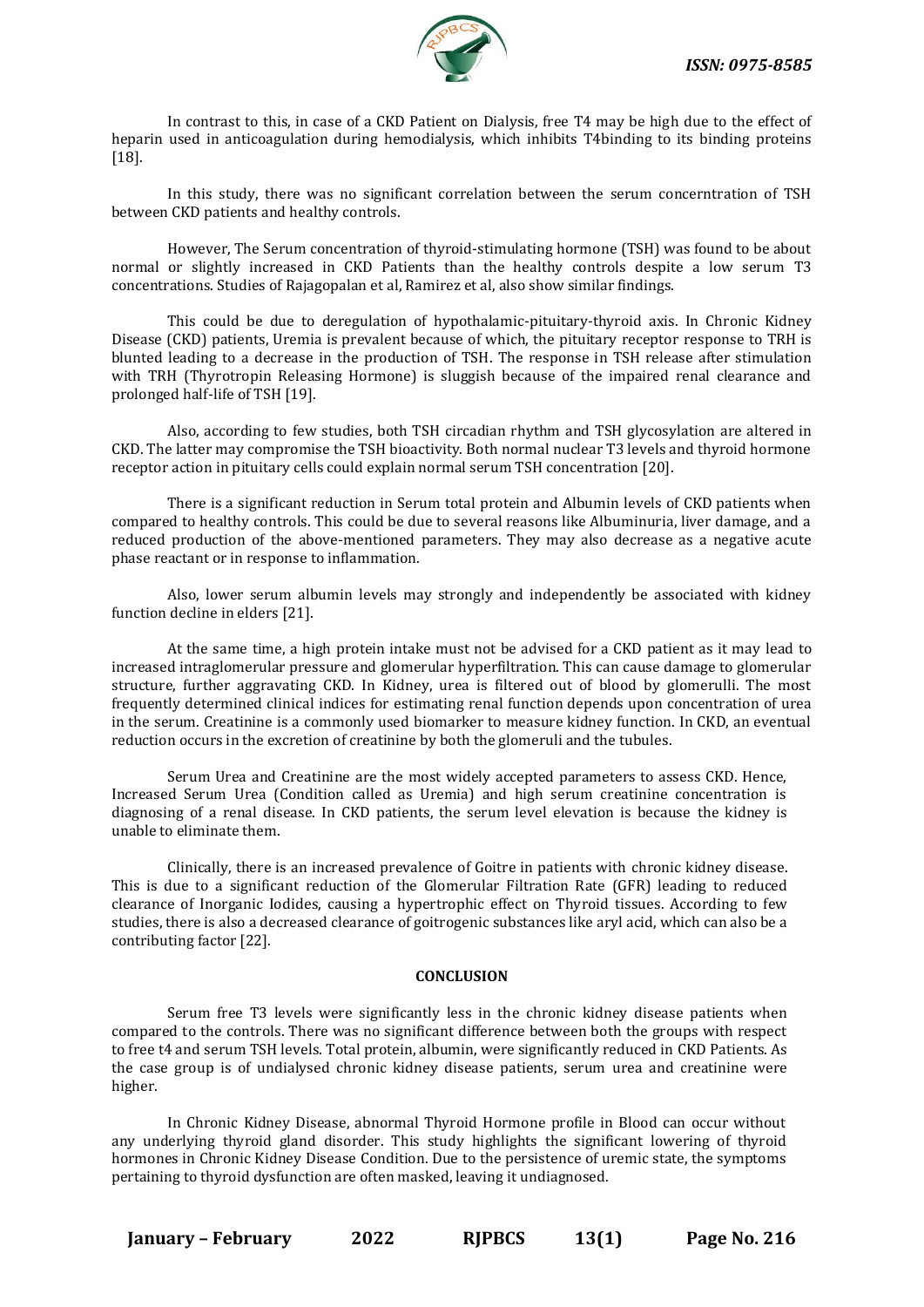In contrast to this, in case of a CKD Patient on Dialysis, free T4 may be high due to the effect of heparin used in anticoagulation during hemodialysis, which inhibits T4binding to its binding proteins [18].

In this study, there was no significant correlation between the serum concerntration of TSH between CKD patients and healthy controls.

However, The Serum concentration of thyroid-stimulating hormone (TSH) was found to be about normal or slightly increased in CKD Patients than the healthy controls despite a low serum T3 concentrations. Studies of Rajagopalan et al, Ramirez et al, also show similar findings.

This could be due to deregulation of hypothalamic-pituitary-thyroid axis. In Chronic Kidney Disease (CKD) patients, Uremia is prevalent because of which, the pituitary receptor response to TRH is blunted leading to a decrease in the production of TSH. The response in TSH release after stimulation with TRH (Thyrotropin Releasing Hormone) is sluggish because of the impaired renal clearance and prolonged half-life of TSH [19].

Also, according to few studies, both TSH circadian rhythm and TSH glycosylation are altered in CKD. The latter may compromise the TSH bioactivity. Both normal nuclear T3 levels and thyroid hormone receptor action in pituitary cells could explain normal serum TSH concentration [20].

There is a significant reduction in Serum total protein and Albumin levels of CKD patients when compared to healthy controls. This could be due to several reasons like Albuminuria, liver damage, and a reduced production of the above-mentioned parameters. They may also decrease as a negative acute phase reactant or in response to inflammation.

Also, lower serum albumin levels may strongly and independently be associated with kidney function decline in elders [21].

At the same time, a high protein intake must not be advised for a CKD patient as it may lead to increased intraglomerular pressure and glomerular hyperfiltration. This can cause damage to glomerular structure, further aggravating CKD. In Kidney, urea is filtered out of blood by glomerulli. The most frequently determined clinical indices for estimating renal function depends upon concentration of urea in the serum. Creatinine is a commonly used biomarker to measure kidney function. In CKD, an eventual reduction occurs in the excretion of creatinine by both the glomeruli and the tubules.

Serum Urea and Creatinine are the most widely accepted parameters to assess CKD. Hence, Increased Serum Urea (Condition called as Uremia) and high serum creatinine concentration is diagnosing of a renal disease. In CKD patients, the serum level elevation is because the kidney is unable to eliminate them.

Clinically, there is an increased prevalence of Goitre in patients with chronic kidney disease. This is due to a significant reduction of the Glomerular Filtration Rate (GFR) leading to reduced clearance of Inorganic Iodides, causing a hypertrophic effect on Thyroid tissues. According to few studies, there is also a decreased clearance of goitrogenic substances like aryl acid, which can also be a contributing factor [22].

## CONCLUSION

Serum free T3 levels were significantly less in the chronic kidney disease patients when compared to the controls. There was no significant difference between both the groups with respect to free t4 and serum TSH levels. Total protein, albumin, were significantly reduced in CKD Patients. As the case group is of undialysed chronic kidney disease patients, serum urea and creatinine were higher.

In Chronic Kidney Disease, abnormal Thyroid Hormone profile in Blood can occur without any underlying thyroid gland disorder. This study highlights the significant lowering of thyroid hormones in Chronic Kidney Disease Condition. Due to the persistence of uremic state, the symptoms pertaining to thyroid dysfunction are often masked, leaving it undiagnosed.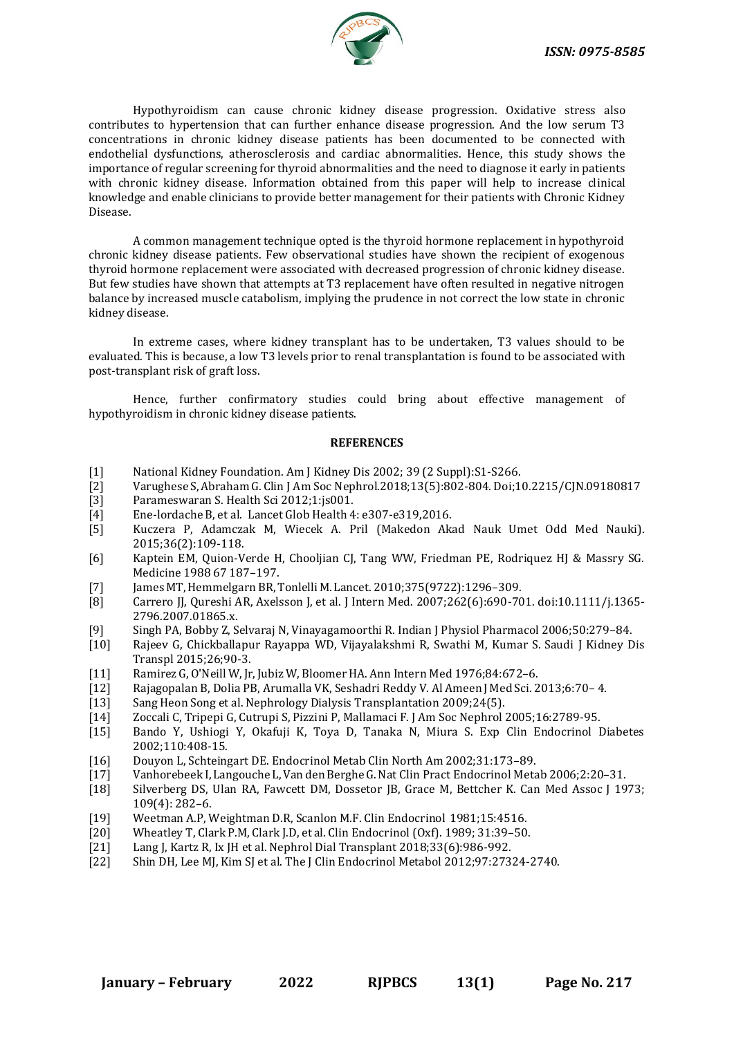Hypothyroidism can cause chronic kidney disease progression. Oxidative stress also contributes to hypertension that can further enhance disease progression. And the low serum T3 concentrations in chronic kidney disease patients has been documented to be connected with endothelial dysfunctions, atherosclerosis and cardiac abnormalities. Hence, this study shows the importance of regular screening for thyroid abnormalities and the need to diagnose it early in patients with chronic kidney disease. Information obtained from this paper will help to increase clinical knowledge and enable clinicians to provide better management for their patients with Chronic Kidney Disease.

A common management technique opted is the thyroid hormone replacement in hypothyroid chronic kidney disease patients. Few observational studies have shown the recipient of exogenous thyroid hormone replacement were associated with decreased progression of chronic kidney disease. But few studies have shown that attempts at T3 replacement have often resulted in negative nitrogen balance by increased muscle catabolism, implying the prudence in not correct the low state in chronic kidney disease.

In extreme cases, where kidney transplant has to be undertaken, T3 values should to be evaluated. This is because, a low T3 levels prior to renal transplantation is found to be associated with post-transplant risk of graft loss.

Hence, further confirmatory studies could bring about effective management of hypothyroidism in chronic kidney disease patients.

## REFERENCES

[1] National Kidney Foundation. Am J Kidney Dis 2002; 39 (2 Suppl):S1-S266.
[2] Varughese S, Abraham G. Clin J Am Soc Nephrol.2018;13(5):802-804. Doi;10.2215/CJN.09180817
[3] Parameswaran S. Health Sci 2012;1:js001.
[4] Ene-lordache B, et al. Lancet Glob Health 4: e307-e319,2016.
[5] Kuczera P, Adamczak M, Wiecek A. Pril (Makedon Akad Nauk Umet Odd Med Nauki). 2015;36(2):109-118.
[6] Kaptein EM, Quion-Verde H, Chooljian CJ, Tang WW, Friedman PE, Rodriquez HJ & Massry SG. Medicine 1988 67 187–197.
[7] James MT, Hemmelgarn BR, Tonlelli M. Lancet. 2010;375(9722):1296–309.
[8] Carrero JJ, Qureshi AR, Axelsson J, et al. J Intern Med. 2007;262(6):690-701. doi:10.1111/j.1365-2796.2007.01865.x.
[9] Singh PA, Bobby Z, Selvaraj N, Vinayagamoorthi R. Indian J Physiol Pharmacol 2006;50:279–84.
[10] Rajeev G, Chickballapur Rayappa WD, Vijayalakshmi R, Swathi M, Kumar S. Saudi J Kidney Dis Transpl 2015;26;90-3.
[11] Ramirez G, O'Neill W, Jr, Jubiz W, Bloomer HA. Ann Intern Med 1976;84:672–6.
[12] Rajagopalan B, Dolia PB, Arumalla VK, Seshadri Reddy V. Al Ameen J Med Sci. 2013;6:70– 4.
[13] Sang Heon Song et al. Nephrology Dialysis Transplantation 2009;24(5).
[14] Zoccali C, Tripepi G, Cutrupi S, Pizzini P, Mallamaci F. J Am Soc Nephrol 2005;16:2789-95.
[15] Bando Y, Ushiogi Y, Okafuji K, Toya D, Tanaka N, Miura S. Exp Clin Endocrinol Diabetes 2002;110:408-15.
[16] Douyon L, Schteingart DE. Endocrinol Metab Clin North Am 2002;31:173–89.
[17] Vanhorebeek I, Langouche L, Van den Berghe G. Nat Clin Pract Endocrinol Metab 2006;2:20–31.
[18] Silverberg DS, Ulan RA, Fawcett DM, Dossetor JB, Grace M, Bettcher K. Can Med Assoc J 1973; 109(4): 282–6.
[19] Weetman A.P, Weightman D.R, Scanlon M.F. Clin Endocrinol 1981;15:4516.
[20] Wheatley T, Clark P.M, Clark J.D, et al. Clin Endocrinol (Oxf). 1989; 31:39–50.
[21] Lang J, Kartz R, Ix JH et al. Nephrol Dial Transplant 2018;33(6):986-992.
[22] Shin DH, Lee MJ, Kim SJ et al. The J Clin Endocrinol Metabol 2012;97:27324-2740.